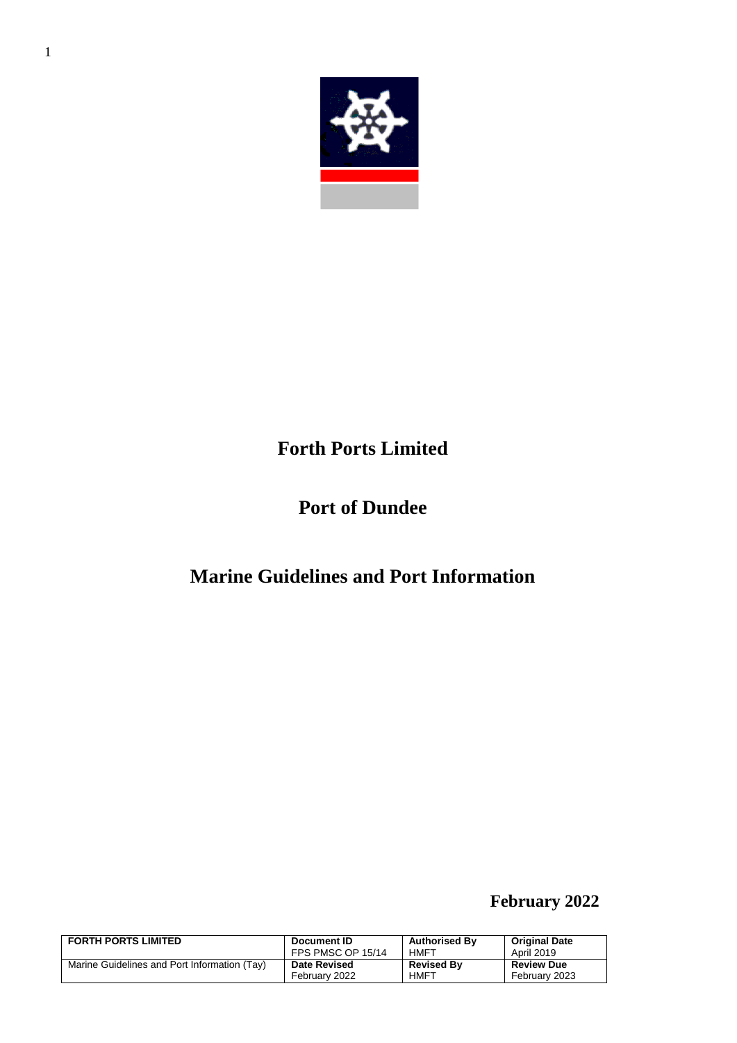# Forth Ports Limited

## Port of Dundee

## Marine Guidelines and Port Information

**February 2022**

| **FORTH PORTS LIMITED** | **Document ID** FPS PMSC OP 15/14 | **Authorised By** HMFT | **Original Date** April 2019 |
|---|---|---|---|
| Marine Guidelines and Port Information (Tay) | **Date Revised** February 2022 | **Revised By** HMFT | **Review Due** February 2023 |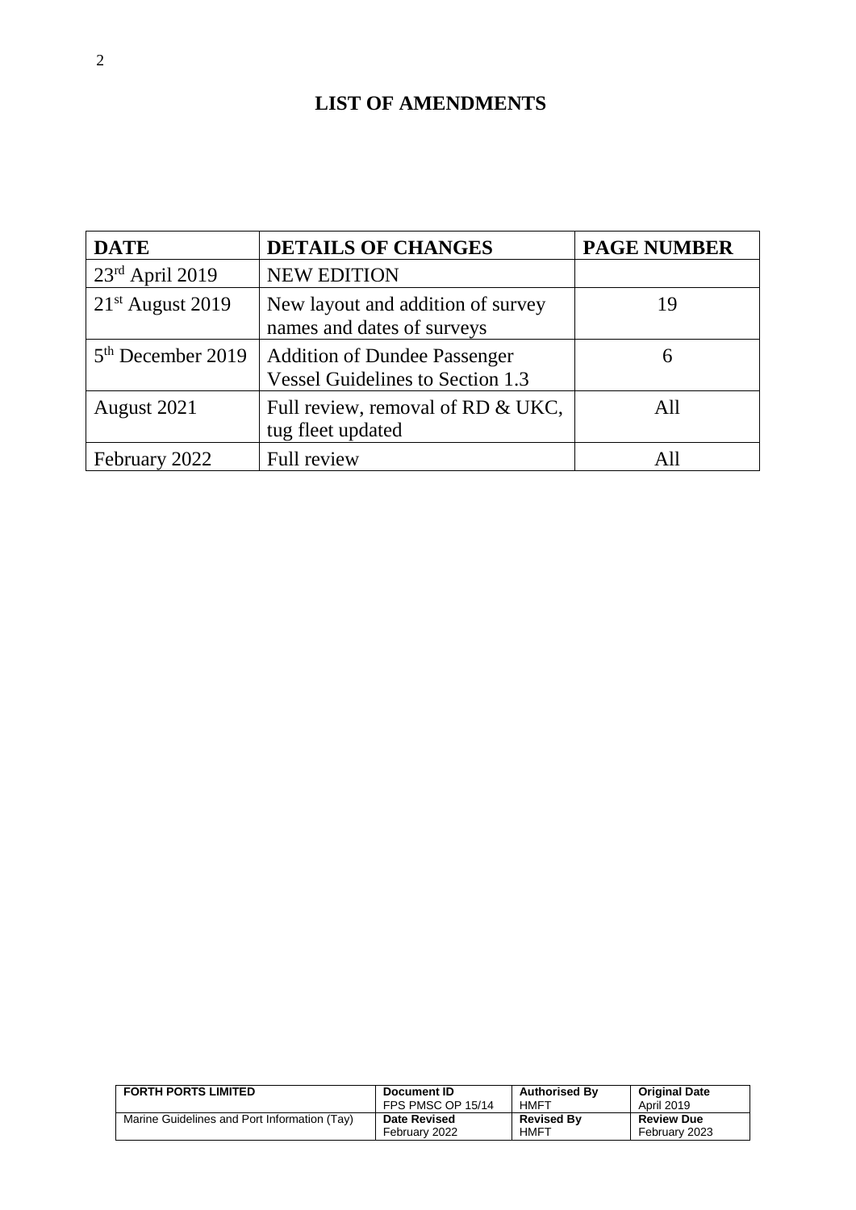# LIST OF AMENDMENTS

| DATE | DETAILS OF CHANGES | PAGE NUMBER |
|---|---|---|
| 23rd April 2019 | NEW EDITION | |
| 21st August 2019 | New layout and addition of survey names and dates of surveys | 19 |
| 5th December 2019 | Addition of Dundee Passenger Vessel Guidelines to Section 1.3 | 6 |
| August 2021 | Full review, removal of RD & UKC, tug fleet updated | All |
| February 2022 | Full review | All |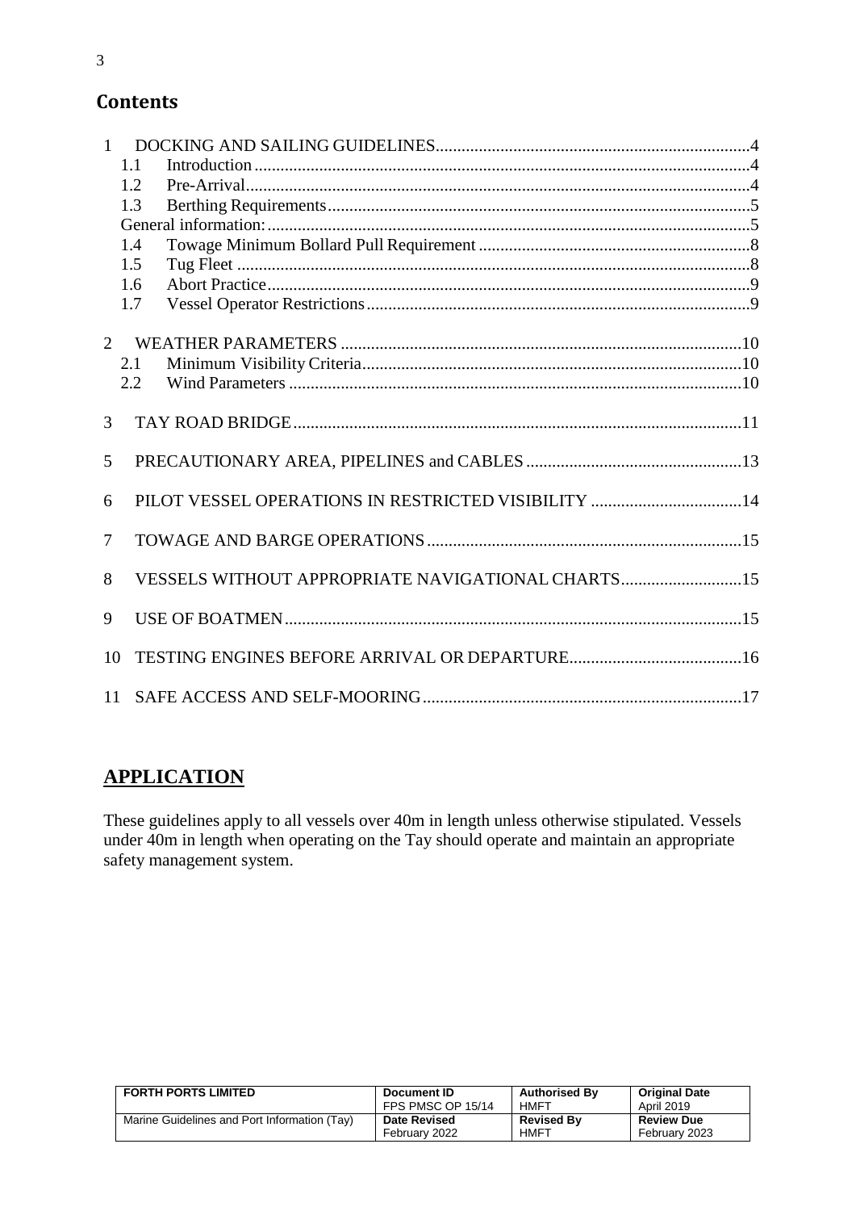## Contents

1 DOCKING AND SAILING GUIDELINES....4
  1.1 Introduction....4
  1.2 Pre-Arrival....4
  1.3 Berthing Requirements....5
  General information:....5
  1.4 Towage Minimum Bollard Pull Requirement....8
  1.5 Tug Fleet....8
  1.6 Abort Practice....9
  1.7 Vessel Operator Restrictions....9

2 WEATHER PARAMETERS....10
  2.1 Minimum Visibility Criteria....10
  2.2 Wind Parameters....10

3 TAY ROAD BRIDGE....11

5 PRECAUTIONARY AREA, PIPELINES and CABLES....13

6 PILOT VESSEL OPERATIONS IN RESTRICTED VISIBILITY....14

7 TOWAGE AND BARGE OPERATIONS....15

8 VESSELS WITHOUT APPROPRIATE NAVIGATIONAL CHARTS....15

9 USE OF BOATMEN....15

10 TESTING ENGINES BEFORE ARRIVAL OR DEPARTURE....16

11 SAFE ACCESS AND SELF-MOORING....17

## APPLICATION

These guidelines apply to all vessels over 40m in length unless otherwise stipulated. Vessels under 40m in length when operating on the Tay should operate and maintain an appropriate safety management system.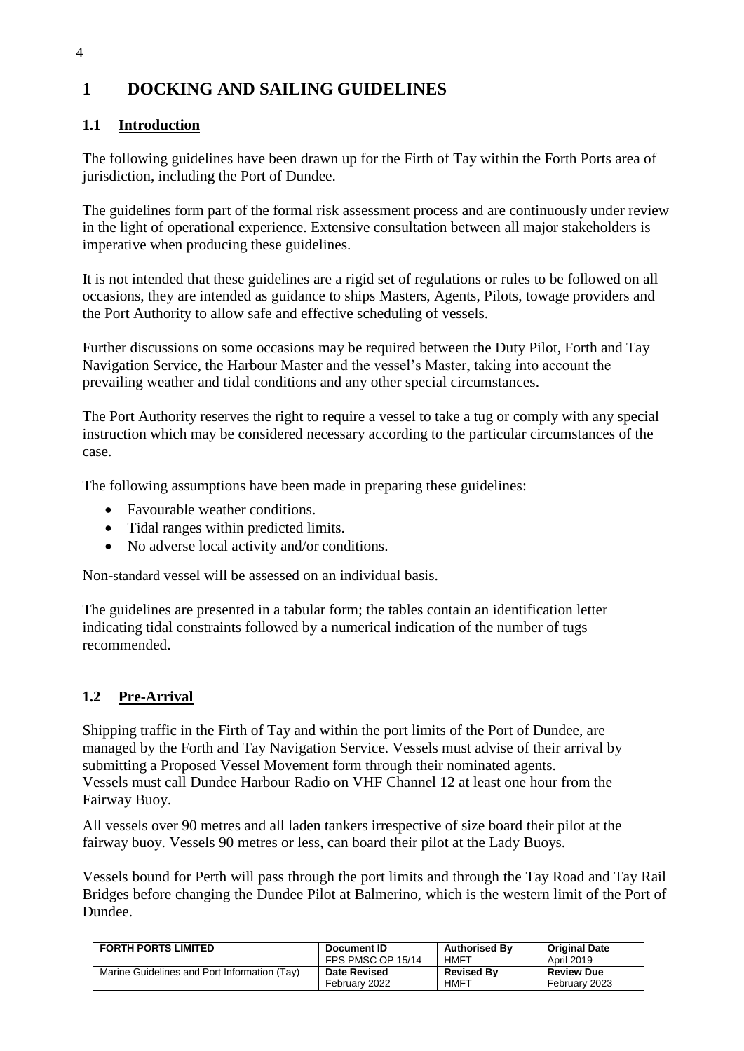# 1 DOCKING AND SAILING GUIDELINES

## 1.1 Introduction

The following guidelines have been drawn up for the Firth of Tay within the Forth Ports area of jurisdiction, including the Port of Dundee.

The guidelines form part of the formal risk assessment process and are continuously under review in the light of operational experience. Extensive consultation between all major stakeholders is imperative when producing these guidelines.

It is not intended that these guidelines are a rigid set of regulations or rules to be followed on all occasions, they are intended as guidance to ships Masters, Agents, Pilots, towage providers and the Port Authority to allow safe and effective scheduling of vessels.

Further discussions on some occasions may be required between the Duty Pilot, Forth and Tay Navigation Service, the Harbour Master and the vessel's Master, taking into account the prevailing weather and tidal conditions and any other special circumstances.

The Port Authority reserves the right to require a vessel to take a tug or comply with any special instruction which may be considered necessary according to the particular circumstances of the case.

The following assumptions have been made in preparing these guidelines:

- Favourable weather conditions.
- Tidal ranges within predicted limits.
- No adverse local activity and/or conditions.

Non-standard vessel will be assessed on an individual basis.

The guidelines are presented in a tabular form; the tables contain an identification letter indicating tidal constraints followed by a numerical indication of the number of tugs recommended.

## 1.2 Pre-Arrival

Shipping traffic in the Firth of Tay and within the port limits of the Port of Dundee, are managed by the Forth and Tay Navigation Service. Vessels must advise of their arrival by submitting a Proposed Vessel Movement form through their nominated agents.
Vessels must call Dundee Harbour Radio on VHF Channel 12 at least one hour from the Fairway Buoy.

All vessels over 90 metres and all laden tankers irrespective of size board their pilot at the fairway buoy. Vessels 90 metres or less, can board their pilot at the Lady Buoys.

Vessels bound for Perth will pass through the port limits and through the Tay Road and Tay Rail Bridges before changing the Dundee Pilot at Balmerino, which is the western limit of the Port of Dundee.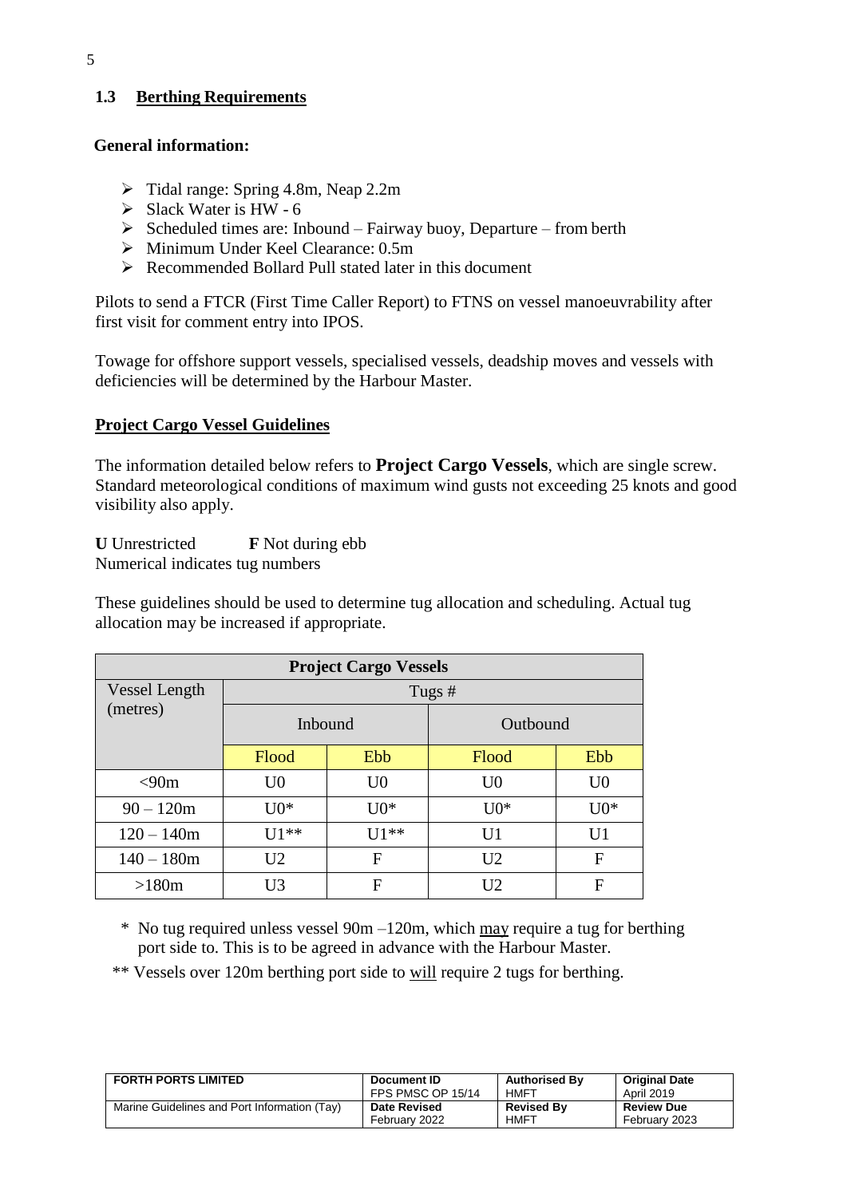## 1.3 Berthing Requirements

**General information:**

- Tidal range: Spring 4.8m, Neap 2.2m
- Slack Water is HW - 6
- Scheduled times are: Inbound – Fairway buoy, Departure – from berth
- Minimum Under Keel Clearance: 0.5m
- Recommended Bollard Pull stated later in this document

Pilots to send a FTCR (First Time Caller Report) to FTNS on vessel manoeuvrability after first visit for comment entry into IPOS.

Towage for offshore support vessels, specialised vessels, deadship moves and vessels with deficiencies will be determined by the Harbour Master.

### Project Cargo Vessel Guidelines

The information detailed below refers to **Project Cargo Vessels**, which are single screw. Standard meteorological conditions of maximum wind gusts not exceeding 25 knots and good visibility also apply.

**U** Unrestricted  **F** Not during ebb
Numerical indicates tug numbers

These guidelines should be used to determine tug allocation and scheduling. Actual tug allocation may be increased if appropriate.

| Project Cargo Vessels | | | | |
|---|---|---|---|---|
| Vessel Length (metres) | Tugs # | | | |
| | Inbound | | Outbound | |
| | Flood | Ebb | Flood | Ebb |
| <90m | U0 | U0 | U0 | U0 |
| 90 – 120m | U0* | U0* | U0* | U0* |
| 120 – 140m | U1** | U1** | U1 | U1 |
| 140 – 180m | U2 | F | U2 | F |
| >180m | U3 | F | U2 | F |

\* No tug required unless vessel 90m –120m, which <u>may</u> require a tug for berthing port side to. This is to be agreed in advance with the Harbour Master.

** Vessels over 120m berthing port side to <u>will</u> require 2 tugs for berthing.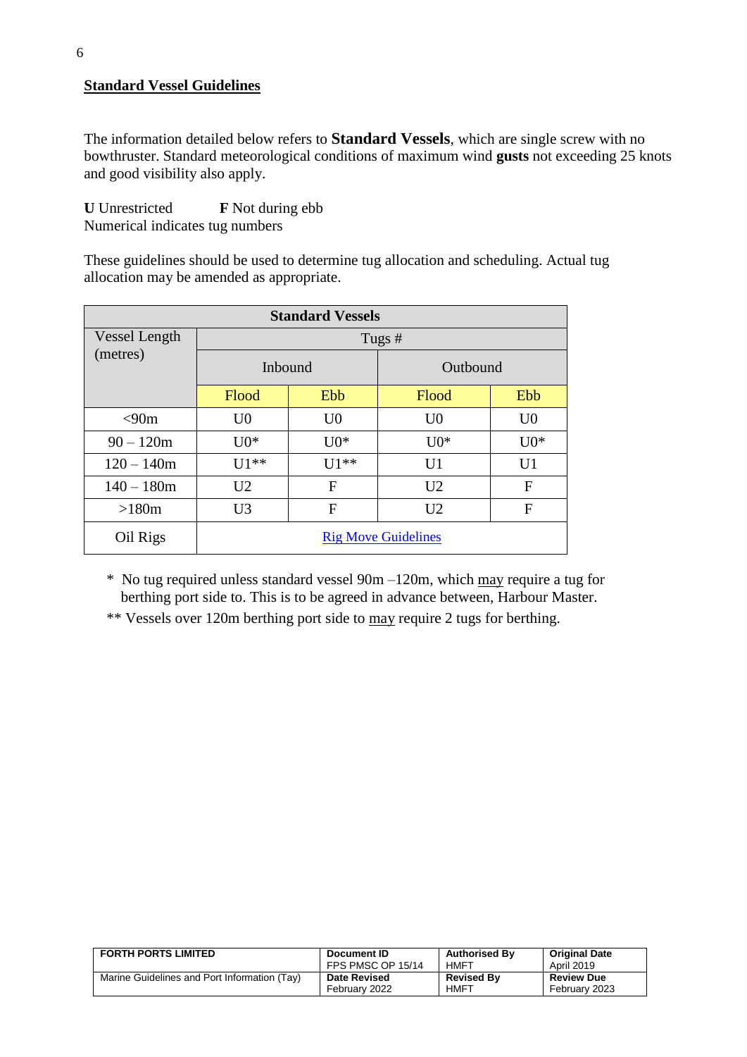## Standard Vessel Guidelines

The information detailed below refers to **Standard Vessels**, which are single screw with no bowthruster. Standard meteorological conditions of maximum wind **gusts** not exceeding 25 knots and good visibility also apply.

**U** Unrestricted  **F** Not during ebb
Numerical indicates tug numbers

These guidelines should be used to determine tug allocation and scheduling. Actual tug allocation may be amended as appropriate.

| Standard Vessels | | | | |
|---|---|---|---|---|
| Vessel Length (metres) | Tugs # | | | |
| | Inbound | | Outbound | |
| | Flood | Ebb | Flood | Ebb |
| <90m | U0 | U0 | U0 | U0 |
| 90 – 120m | U0* | U0* | U0* | U0* |
| 120 – 140m | U1** | U1** | U1 | U1 |
| 140 – 180m | U2 | F | U2 | F |
| >180m | U3 | F | U2 | F |
| Oil Rigs | Rig Move Guidelines | | | |

* No tug required unless standard vessel 90m –120m, which <u>may</u> require a tug for berthing port side to. This is to be agreed in advance between, Harbour Master.

** Vessels over 120m berthing port side to <u>may</u> require 2 tugs for berthing.

| FORTH PORTS LIMITED | Document ID FPS PMSC OP 15/14 | Authorised By HMFT | Original Date April 2019 |
|---|---|---|---|
| Marine Guidelines and Port Information (Tay) | Date Revised February 2022 | Revised By HMFT | Review Due February 2023 |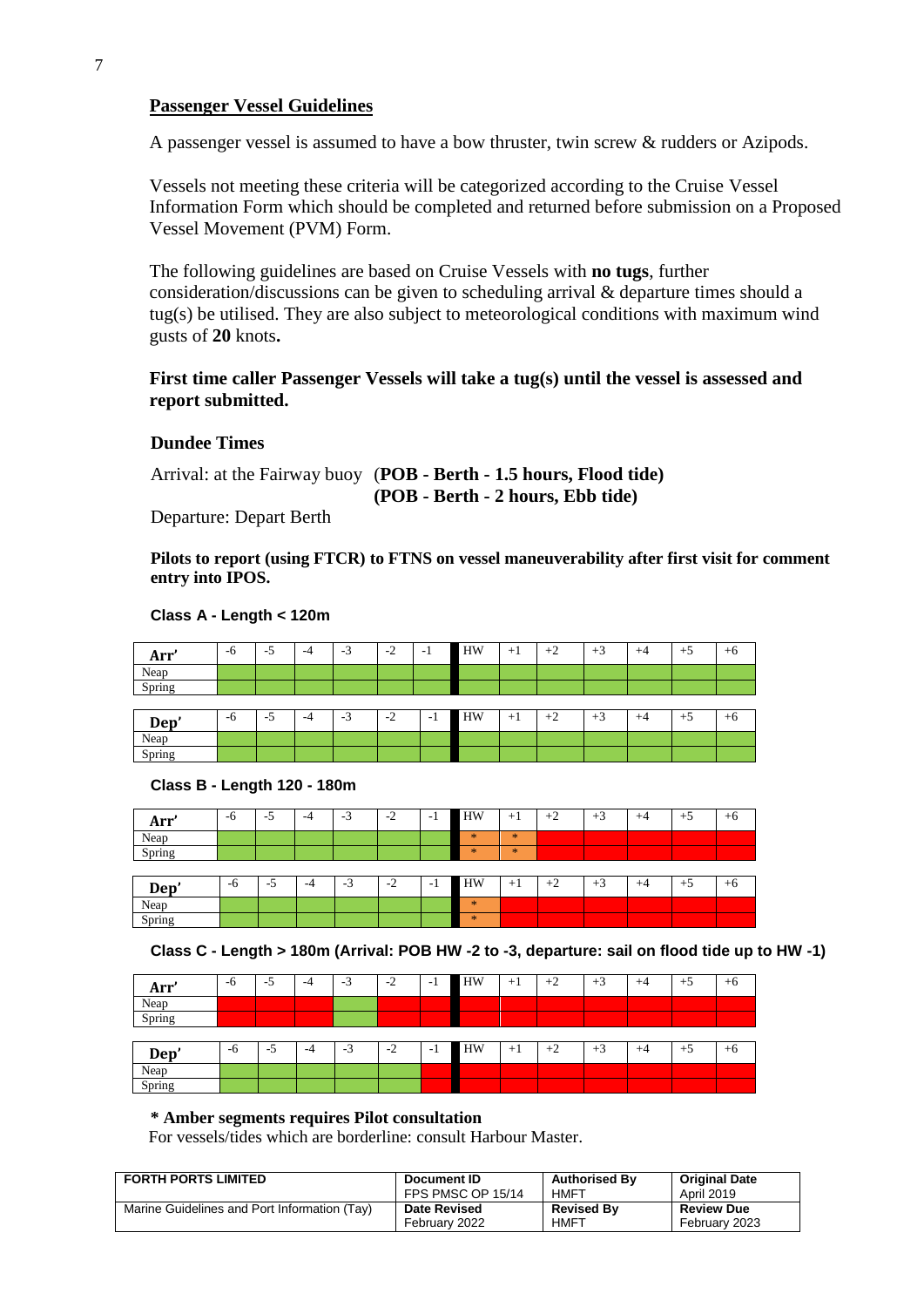## Passenger Vessel Guidelines

A passenger vessel is assumed to have a bow thruster, twin screw & rudders or Azipods.

Vessels not meeting these criteria will be categorized according to the Cruise Vessel Information Form which should be completed and returned before submission on a Proposed Vessel Movement (PVM) Form.

The following guidelines are based on Cruise Vessels with **no tugs**, further consideration/discussions can be given to scheduling arrival & departure times should a tug(s) be utilised. They are also subject to meteorological conditions with maximum wind gusts of **20** knots**.**

**First time caller Passenger Vessels will take a tug(s) until the vessel is assessed and report submitted.**

### Dundee Times

Arrival: at the Fairway buoy (**POB - Berth - 1.5 hours, Flood tide)**
**(POB - Berth - 2 hours, Ebb tide)**

Departure: Depart Berth

**Pilots to report (using FTCR) to FTNS on vessel maneuverability after first visit for comment entry into IPOS.**

**Class A - Length < 120m**

| Arr' | -6 | -5 | -4 | -3 | -2 | -1 | HW | +1 | +2 | +3 | +4 | +5 | +6 |
|---|---|---|---|---|---|---|---|---|---|---|---|---|---|
| Neap | | | | | | | | | | | | | |
| Spring | | | | | | | | | | | | | |

| Dep' | -6 | -5 | -4 | -3 | -2 | -1 | HW | +1 | +2 | +3 | +4 | +5 | +6 |
|---|---|---|---|---|---|---|---|---|---|---|---|---|---|
| Neap | | | | | | | | | | | | | |
| Spring | | | | | | | | | | | | | |

**Class B - Length 120 - 180m**

| Arr' | -6 | -5 | -4 | -3 | -2 | -1 | HW | +1 | +2 | +3 | +4 | +5 | +6 |
|---|---|---|---|---|---|---|---|---|---|---|---|---|---|
| Neap | | | | | | | * | * | | | | | |
| Spring | | | | | | | * | * | | | | | |

| Dep' | -6 | -5 | -4 | -3 | -2 | -1 | HW | +1 | +2 | +3 | +4 | +5 | +6 |
|---|---|---|---|---|---|---|---|---|---|---|---|---|---|
| Neap | | | | | | | * | | | | | | |
| Spring | | | | | | | * | | | | | | |

**Class C - Length > 180m (Arrival: POB HW -2 to -3, departure: sail on flood tide up to HW -1)**

| Arr' | -6 | -5 | -4 | -3 | -2 | -1 | HW | +1 | +2 | +3 | +4 | +5 | +6 |
|---|---|---|---|---|---|---|---|---|---|---|---|---|---|
| Neap | | | | | | | | | | | | | |
| Spring | | | | | | | | | | | | | |

| Dep' | -6 | -5 | -4 | -3 | -2 | -1 | HW | +1 | +2 | +3 | +4 | +5 | +6 |
|---|---|---|---|---|---|---|---|---|---|---|---|---|---|
| Neap | | | | | | | | | | | | | |
| Spring | | | | | | | | | | | | | |

**\* Amber segments requires Pilot consultation**

For vessels/tides which are borderline: consult Harbour Master.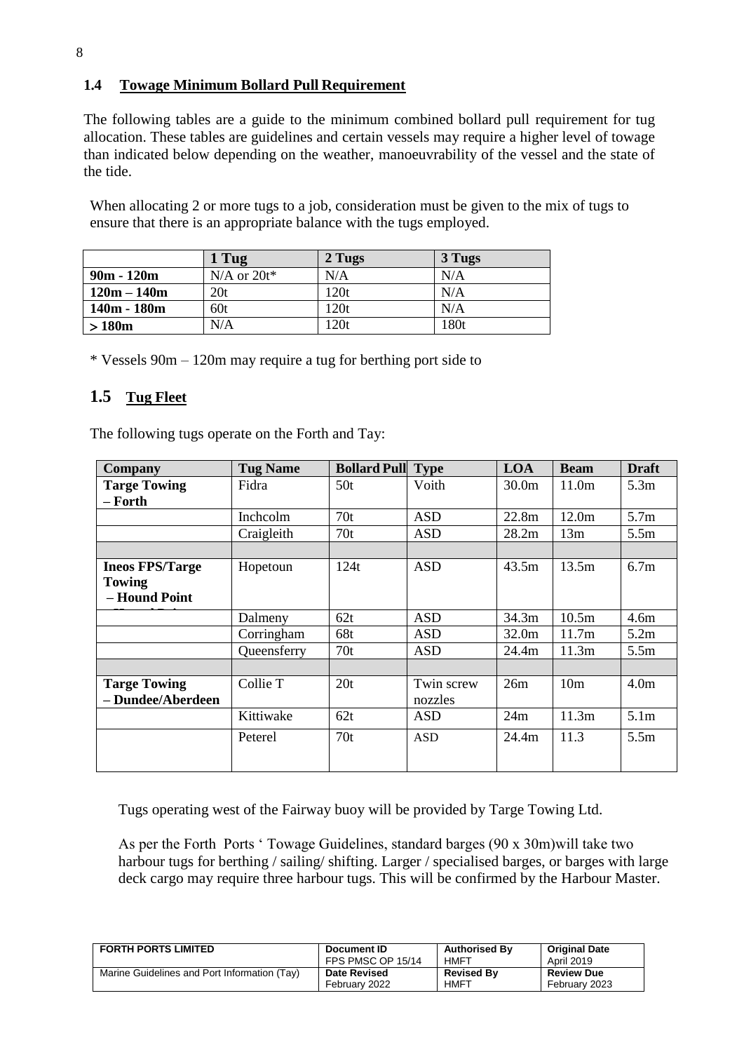### 1.4 Towage Minimum Bollard Pull Requirement

The following tables are a guide to the minimum combined bollard pull requirement for tug allocation. These tables are guidelines and certain vessels may require a higher level of towage than indicated below depending on the weather, manoeuvrability of the vessel and the state of the tide.

When allocating 2 or more tugs to a job, consideration must be given to the mix of tugs to ensure that there is an appropriate balance with the tugs employed.

| | 1 Tug | 2 Tugs | 3 Tugs |
|---|---|---|---|
| **90m - 120m** | N/A or 20t* | N/A | N/A |
| **120m – 140m** | 20t | 120t | N/A |
| **140m - 180m** | 60t | 120t | N/A |
| **> 180m** | N/A | 120t | 180t |

* Vessels 90m – 120m may require a tug for berthing port side to

## 1.5 Tug Fleet

The following tugs operate on the Forth and Tay:

| Company | Tug Name | Bollard Pull | Type | LOA | Beam | Draft |
|---|---|---|---|---|---|---|
| **Targe Towing – Forth** | Fidra | 50t | Voith | 30.0m | 11.0m | 5.3m |
| | Inchcolm | 70t | ASD | 22.8m | 12.0m | 5.7m |
| | Craigleith | 70t | ASD | 28.2m | 13m | 5.5m |
| | | | | | | |
| **Ineos FPS/Targe Towing – Hound Point** | Hopetoun | 124t | ASD | 43.5m | 13.5m | 6.7m |
| | Dalmeny | 62t | ASD | 34.3m | 10.5m | 4.6m |
| | Corringham | 68t | ASD | 32.0m | 11.7m | 5.2m |
| | Queensferry | 70t | ASD | 24.4m | 11.3m | 5.5m |
| | | | | | | |
| **Targe Towing – Dundee/Aberdeen** | Collie T | 20t | Twin screw nozzles | 26m | 10m | 4.0m |
| | Kittiwake | 62t | ASD | 24m | 11.3m | 5.1m |
| | Peterel | 70t | ASD | 24.4m | 11.3 | 5.5m |

Tugs operating west of the Fairway buoy will be provided by Targe Towing Ltd.

As per the Forth Ports ' Towage Guidelines, standard barges (90 x 30m)will take two harbour tugs for berthing / sailing/ shifting. Larger / specialised barges, or barges with large deck cargo may require three harbour tugs. This will be confirmed by the Harbour Master.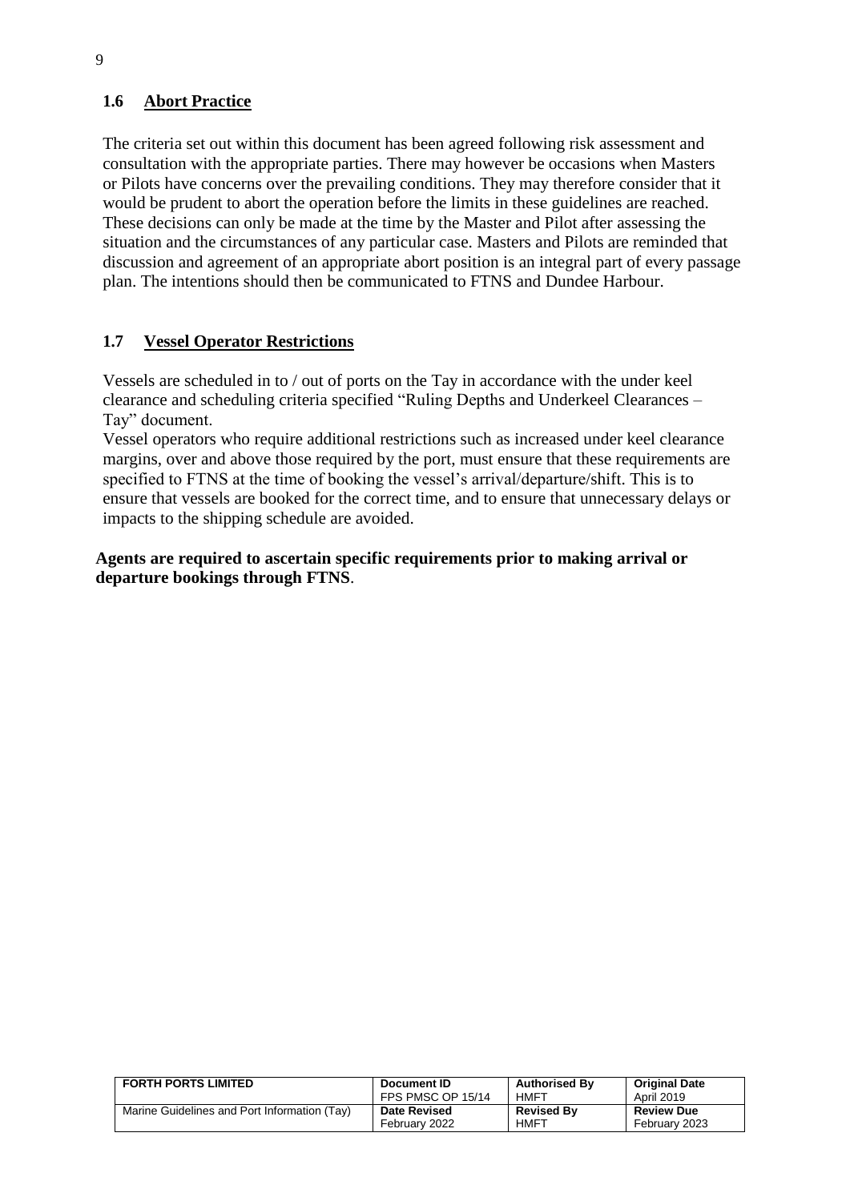## 1.6 Abort Practice

The criteria set out within this document has been agreed following risk assessment and consultation with the appropriate parties. There may however be occasions when Masters or Pilots have concerns over the prevailing conditions. They may therefore consider that it would be prudent to abort the operation before the limits in these guidelines are reached. These decisions can only be made at the time by the Master and Pilot after assessing the situation and the circumstances of any particular case. Masters and Pilots are reminded that discussion and agreement of an appropriate abort position is an integral part of every passage plan. The intentions should then be communicated to FTNS and Dundee Harbour.

## 1.7 Vessel Operator Restrictions

Vessels are scheduled in to / out of ports on the Tay in accordance with the under keel clearance and scheduling criteria specified "Ruling Depths and Underkeel Clearances – Tay" document.

Vessel operators who require additional restrictions such as increased under keel clearance margins, over and above those required by the port, must ensure that these requirements are specified to FTNS at the time of booking the vessel's arrival/departure/shift. This is to ensure that vessels are booked for the correct time, and to ensure that unnecessary delays or impacts to the shipping schedule are avoided.

**Agents are required to ascertain specific requirements prior to making arrival or departure bookings through FTNS**.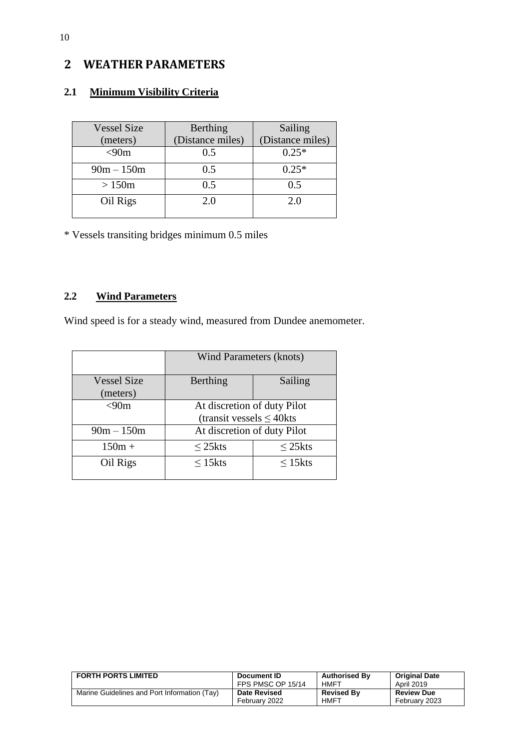## 2 WEATHER PARAMETERS

### 2.1 Minimum Visibility Criteria

| Vessel Size (meters) | Berthing (Distance miles) | Sailing (Distance miles) |
|---|---|---|
| <90m | 0.5 | 0.25* |
| 90m – 150m | 0.5 | 0.25* |
| > 150m | 0.5 | 0.5 |
| Oil Rigs | 2.0 | 2.0 |

* Vessels transiting bridges minimum 0.5 miles

### 2.2 Wind Parameters

Wind speed is for a steady wind, measured from Dundee anemometer.

| | Wind Parameters (knots) | |
|---|---|---|
| Vessel Size (meters) | Berthing | Sailing |
| <90m | At discretion of duty Pilot (transit vessels ≤ 40kts | |
| 90m – 150m | At discretion of duty Pilot | |
| 150m + | ≤ 25kts | ≤ 25kts |
| Oil Rigs | ≤ 15kts | ≤ 15kts |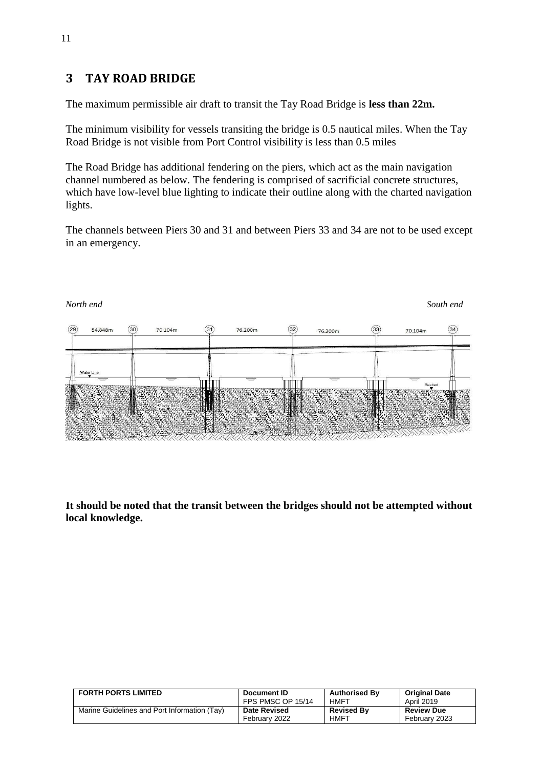## 3 TAY ROAD BRIDGE

The maximum permissible air draft to transit the Tay Road Bridge is **less than 22m.**

The minimum visibility for vessels transiting the bridge is 0.5 nautical miles. When the Tay Road Bridge is not visible from Port Control visibility is less than 0.5 miles

The Road Bridge has additional fendering on the piers, which act as the main navigation channel numbered as below. The fendering is comprised of sacrificial concrete structures, which have low-level blue lighting to indicate their outline along with the charted navigation lights.

The channels between Piers 30 and 31 and between Piers 33 and 34 are not to be used except in an emergency.

*North end* *South end*

**It should be noted that the transit between the bridges should not be attempted without local knowledge.**

| FORTH PORTS LIMITED | Document ID<br>FPS PMSC OP 15/14 | Authorised By<br>HMFT | Original Date<br>April 2019 |
|---|---|---|---|
| Marine Guidelines and Port Information (Tay) | Date Revised<br>February 2022 | Revised By<br>HMFT | Review Due<br>February 2023 |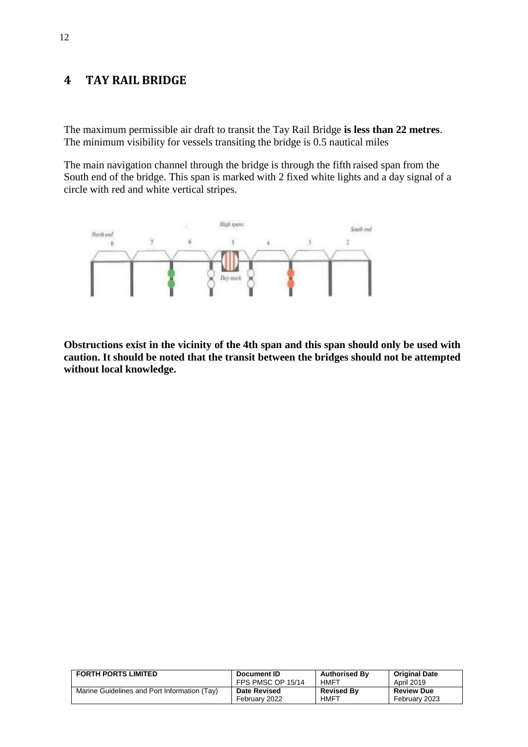# 4 TAY RAIL BRIDGE

The maximum permissible air draft to transit the Tay Rail Bridge **is less than 22 metres**. The minimum visibility for vessels transiting the bridge is 0.5 nautical miles

The main navigation channel through the bridge is through the fifth raised span from the South end of the bridge. This span is marked with 2 fixed white lights and a day signal of a circle with red and white vertical stripes.

**Obstructions exist in the vicinity of the 4th span and this span should only be used with caution. It should be noted that the transit between the bridges should not be attempted without local knowledge.**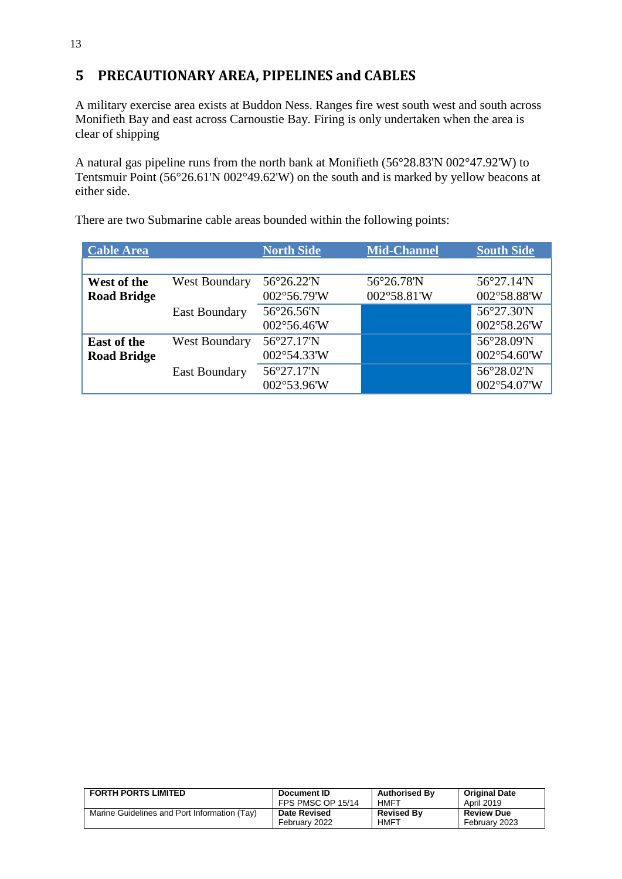## 5 PRECAUTIONARY AREA, PIPELINES and CABLES

A military exercise area exists at Buddon Ness. Ranges fire west south west and south across Monifieth Bay and east across Carnoustie Bay. Firing is only undertaken when the area is clear of shipping

A natural gas pipeline runs from the north bank at Monifieth (56°28.83'N 002°47.92'W) to Tentsmuir Point (56°26.61'N 002°49.62'W) on the south and is marked by yellow beacons at either side.

There are two Submarine cable areas bounded within the following points:

| Cable Area | | North Side | Mid-Channel | South Side |
|---|---|---|---|---|
| **West of the Road Bridge** | West Boundary | 56°26.22'N 002°56.79'W | 56°26.78'N 002°58.81'W | 56°27.14'N 002°58.88'W |
| | East Boundary | 56°26.56'N 002°56.46'W | | 56°27.30'N 002°58.26'W |
| **East of the Road Bridge** | West Boundary | 56°27.17'N 002°54.33'W | | 56°28.09'N 002°54.60'W |
| | East Boundary | 56°27.17'N 002°53.96'W | | 56°28.02'N 002°54.07'W |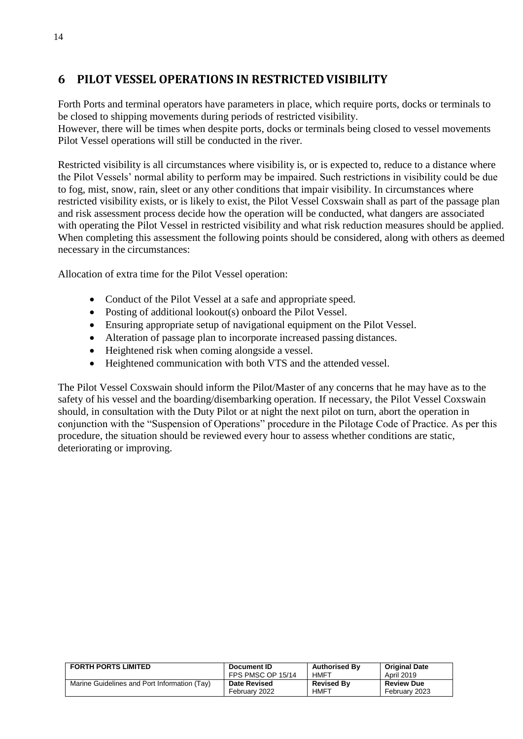# 6 PILOT VESSEL OPERATIONS IN RESTRICTED VISIBILITY

Forth Ports and terminal operators have parameters in place, which require ports, docks or terminals to be closed to shipping movements during periods of restricted visibility.
However, there will be times when despite ports, docks or terminals being closed to vessel movements Pilot Vessel operations will still be conducted in the river.

Restricted visibility is all circumstances where visibility is, or is expected to, reduce to a distance where the Pilot Vessels' normal ability to perform may be impaired. Such restrictions in visibility could be due to fog, mist, snow, rain, sleet or any other conditions that impair visibility. In circumstances where restricted visibility exists, or is likely to exist, the Pilot Vessel Coxswain shall as part of the passage plan and risk assessment process decide how the operation will be conducted, what dangers are associated with operating the Pilot Vessel in restricted visibility and what risk reduction measures should be applied. When completing this assessment the following points should be considered, along with others as deemed necessary in the circumstances:

Allocation of extra time for the Pilot Vessel operation:

- Conduct of the Pilot Vessel at a safe and appropriate speed.
- Posting of additional lookout(s) onboard the Pilot Vessel.
- Ensuring appropriate setup of navigational equipment on the Pilot Vessel.
- Alteration of passage plan to incorporate increased passing distances.
- Heightened risk when coming alongside a vessel.
- Heightened communication with both VTS and the attended vessel.

The Pilot Vessel Coxswain should inform the Pilot/Master of any concerns that he may have as to the safety of his vessel and the boarding/disembarking operation. If necessary, the Pilot Vessel Coxswain should, in consultation with the Duty Pilot or at night the next pilot on turn, abort the operation in conjunction with the "Suspension of Operations" procedure in the Pilotage Code of Practice. As per this procedure, the situation should be reviewed every hour to assess whether conditions are static, deteriorating or improving.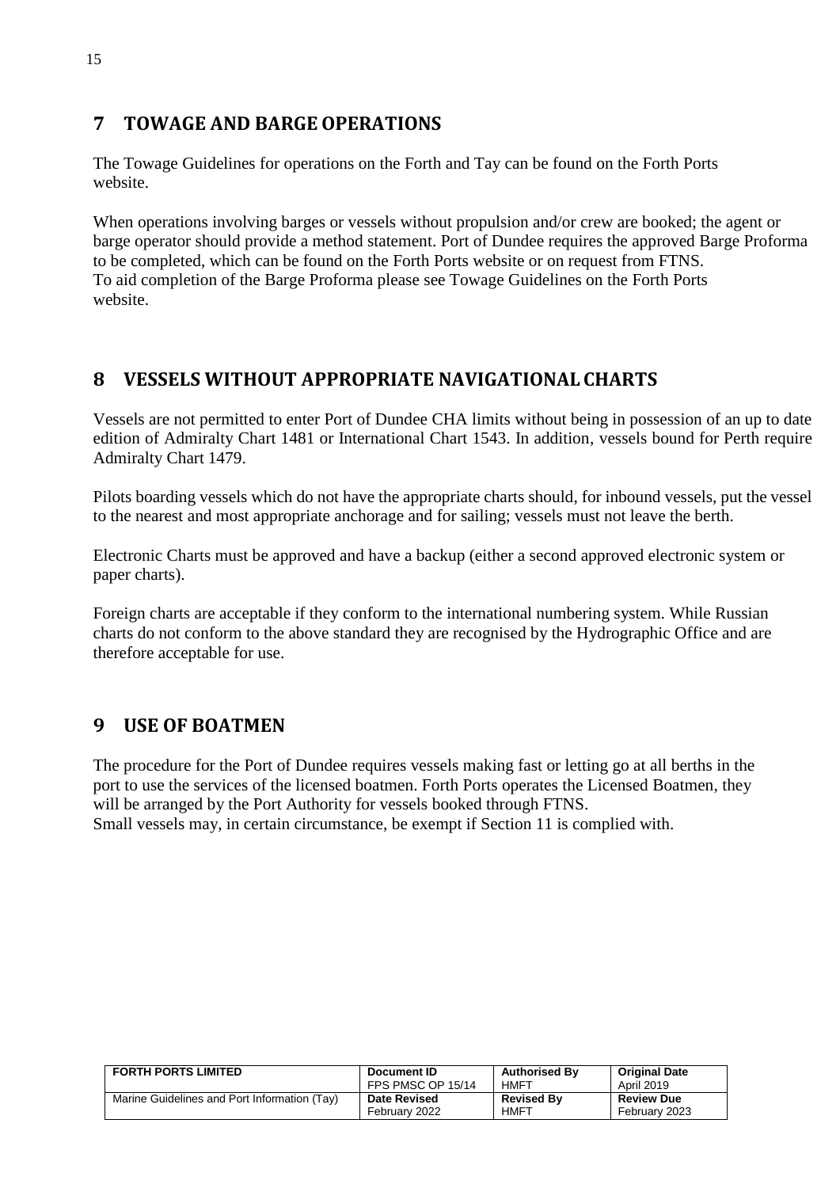## 7 TOWAGE AND BARGE OPERATIONS

The Towage Guidelines for operations on the Forth and Tay can be found on the Forth Ports website.

When operations involving barges or vessels without propulsion and/or crew are booked; the agent or barge operator should provide a method statement. Port of Dundee requires the approved Barge Proforma to be completed, which can be found on the Forth Ports website or on request from FTNS.
To aid completion of the Barge Proforma please see Towage Guidelines on the Forth Ports website.

## 8 VESSELS WITHOUT APPROPRIATE NAVIGATIONAL CHARTS

Vessels are not permitted to enter Port of Dundee CHA limits without being in possession of an up to date edition of Admiralty Chart 1481 or International Chart 1543. In addition, vessels bound for Perth require Admiralty Chart 1479.

Pilots boarding vessels which do not have the appropriate charts should, for inbound vessels, put the vessel to the nearest and most appropriate anchorage and for sailing; vessels must not leave the berth.

Electronic Charts must be approved and have a backup (either a second approved electronic system or paper charts).

Foreign charts are acceptable if they conform to the international numbering system. While Russian charts do not conform to the above standard they are recognised by the Hydrographic Office and are therefore acceptable for use.

## 9 USE OF BOATMEN

The procedure for the Port of Dundee requires vessels making fast or letting go at all berths in the port to use the services of the licensed boatmen. Forth Ports operates the Licensed Boatmen, they will be arranged by the Port Authority for vessels booked through FTNS.
Small vessels may, in certain circumstance, be exempt if Section 11 is complied with.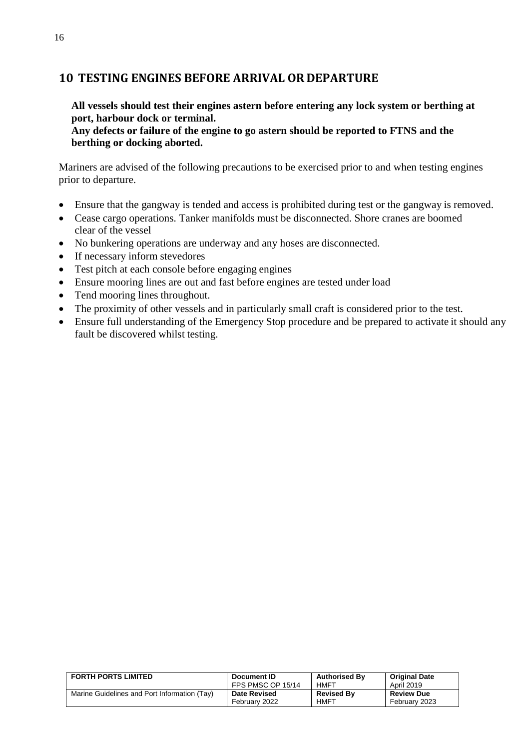## 10 TESTING ENGINES BEFORE ARRIVAL OR DEPARTURE

**All vessels should test their engines astern before entering any lock system or berthing at port, harbour dock or terminal.**
**Any defects or failure of the engine to go astern should be reported to FTNS and the berthing or docking aborted.**

Mariners are advised of the following precautions to be exercised prior to and when testing engines prior to departure.

- Ensure that the gangway is tended and access is prohibited during test or the gangway is removed.
- Cease cargo operations. Tanker manifolds must be disconnected. Shore cranes are boomed clear of the vessel
- No bunkering operations are underway and any hoses are disconnected.
- If necessary inform stevedores
- Test pitch at each console before engaging engines
- Ensure mooring lines are out and fast before engines are tested under load
- Tend mooring lines throughout.
- The proximity of other vessels and in particularly small craft is considered prior to the test.
- Ensure full understanding of the Emergency Stop procedure and be prepared to activate it should any fault be discovered whilst testing.

| FORTH PORTS LIMITED | Document ID<br>FPS PMSC OP 15/14 | Authorised By<br>HMFT | Original Date<br>April 2019 |
|---|---|---|---|
| Marine Guidelines and Port Information (Tay) | Date Revised<br>February 2022 | Revised By<br>HMFT | Review Due<br>February 2023 |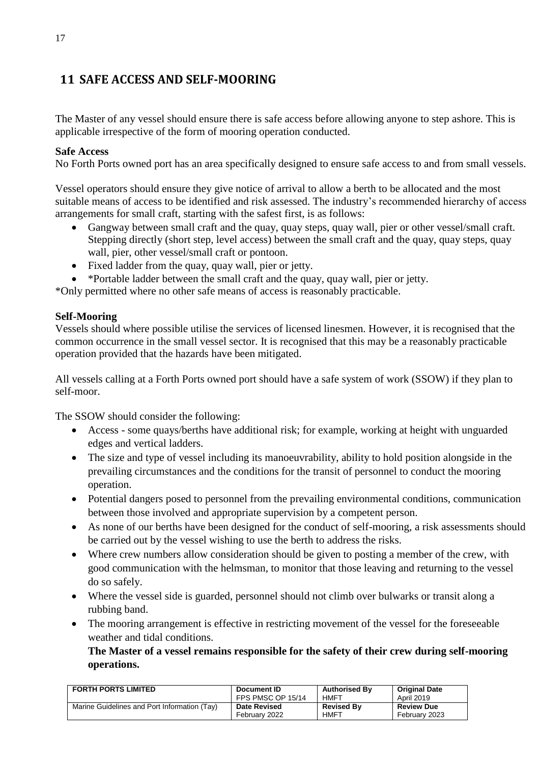# 11 SAFE ACCESS AND SELF-MOORING

The Master of any vessel should ensure there is safe access before allowing anyone to step ashore. This is applicable irrespective of the form of mooring operation conducted.

**Safe Access**
No Forth Ports owned port has an area specifically designed to ensure safe access to and from small vessels.

Vessel operators should ensure they give notice of arrival to allow a berth to be allocated and the most suitable means of access to be identified and risk assessed. The industry's recommended hierarchy of access arrangements for small craft, starting with the safest first, is as follows:

- Gangway between small craft and the quay, quay steps, quay wall, pier or other vessel/small craft. Stepping directly (short step, level access) between the small craft and the quay, quay steps, quay wall, pier, other vessel/small craft or pontoon.
- Fixed ladder from the quay, quay wall, pier or jetty.
- *Portable ladder between the small craft and the quay, quay wall, pier or jetty.

*Only permitted where no other safe means of access is reasonably practicable.

**Self-Mooring**
Vessels should where possible utilise the services of licensed linesmen. However, it is recognised that the common occurrence in the small vessel sector. It is recognised that this may be a reasonably practicable operation provided that the hazards have been mitigated.

All vessels calling at a Forth Ports owned port should have a safe system of work (SSOW) if they plan to self-moor.

The SSOW should consider the following:

- Access - some quays/berths have additional risk; for example, working at height with unguarded edges and vertical ladders.
- The size and type of vessel including its manoeuvrability, ability to hold position alongside in the prevailing circumstances and the conditions for the transit of personnel to conduct the mooring operation.
- Potential dangers posed to personnel from the prevailing environmental conditions, communication between those involved and appropriate supervision by a competent person.
- As none of our berths have been designed for the conduct of self-mooring, a risk assessments should be carried out by the vessel wishing to use the berth to address the risks.
- Where crew numbers allow consideration should be given to posting a member of the crew, with good communication with the helmsman, to monitor that those leaving and returning to the vessel do so safely.
- Where the vessel side is guarded, personnel should not climb over bulwarks or transit along a rubbing band.
- The mooring arrangement is effective in restricting movement of the vessel for the foreseeable weather and tidal conditions.

  **The Master of a vessel remains responsible for the safety of their crew during self-mooring operations.**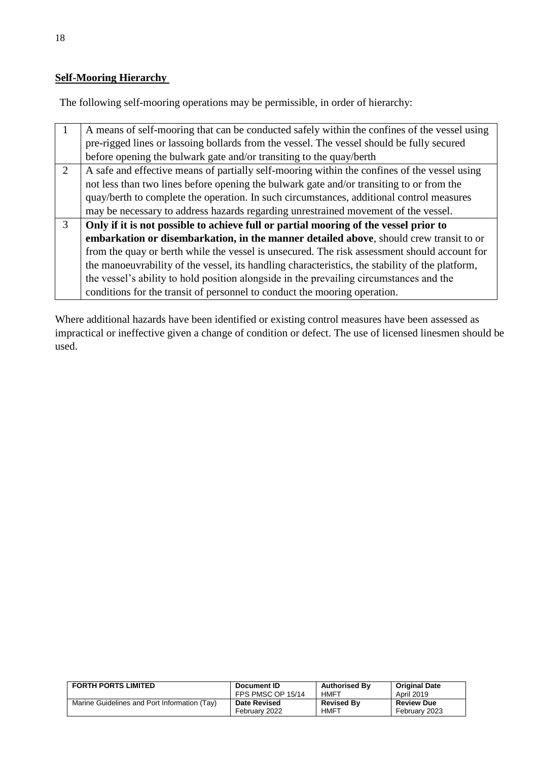## Self-Mooring Hierarchy

The following self-mooring operations may be permissible, in order of hierarchy:

| | |
|---|---|
| 1 | A means of self-mooring that can be conducted safely within the confines of the vessel using pre-rigged lines or lassoing bollards from the vessel. The vessel should be fully secured before opening the bulwark gate and/or transiting to the quay/berth |
| 2 | A safe and effective means of partially self-mooring within the confines of the vessel using not less than two lines before opening the bulwark gate and/or transiting to or from the quay/berth to complete the operation. In such circumstances, additional control measures may be necessary to address hazards regarding unrestrained movement of the vessel. |
| 3 | **Only if it is not possible to achieve full or partial mooring of the vessel prior to embarkation or disembarkation, in the manner detailed above**, should crew transit to or from the quay or berth while the vessel is unsecured. The risk assessment should account for the manoeuvrability of the vessel, its handling characteristics, the stability of the platform, the vessel's ability to hold position alongside in the prevailing circumstances and the conditions for the transit of personnel to conduct the mooring operation. |

Where additional hazards have been identified or existing control measures have been assessed as impractical or ineffective given a change of condition or defect. The use of licensed linesmen should be used.